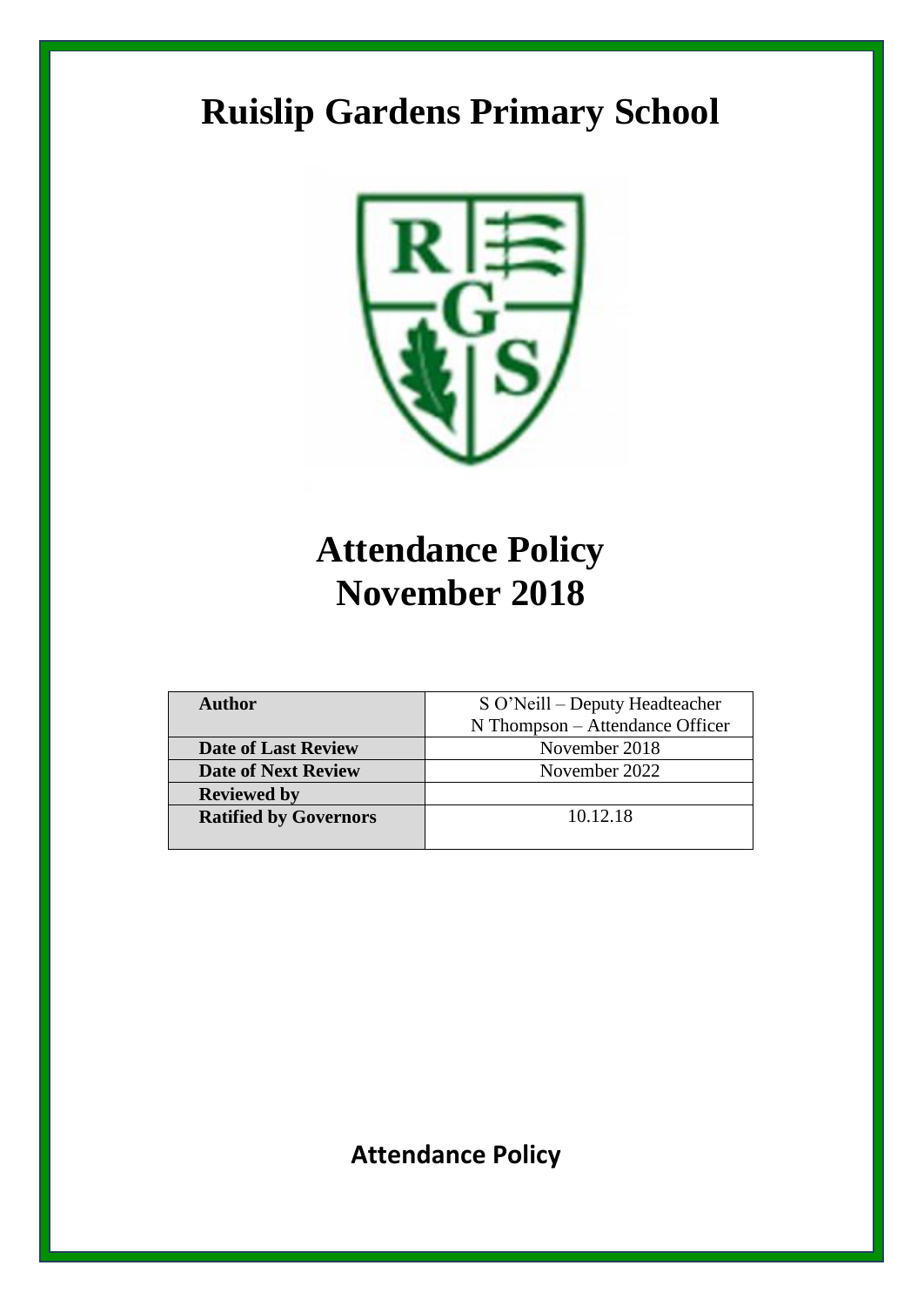# Ruislip Gardens Primary School

# Attendance Policy
# November 2018

| Author | S O'Neill – Deputy Headteacher<br>N Thompson – Attendance Officer |
|---|---|
| Date of Last Review | November 2018 |
| Date of Next Review | November 2022 |
| Reviewed by | |
| Ratified by Governors | 10.12.18 |

## Attendance Policy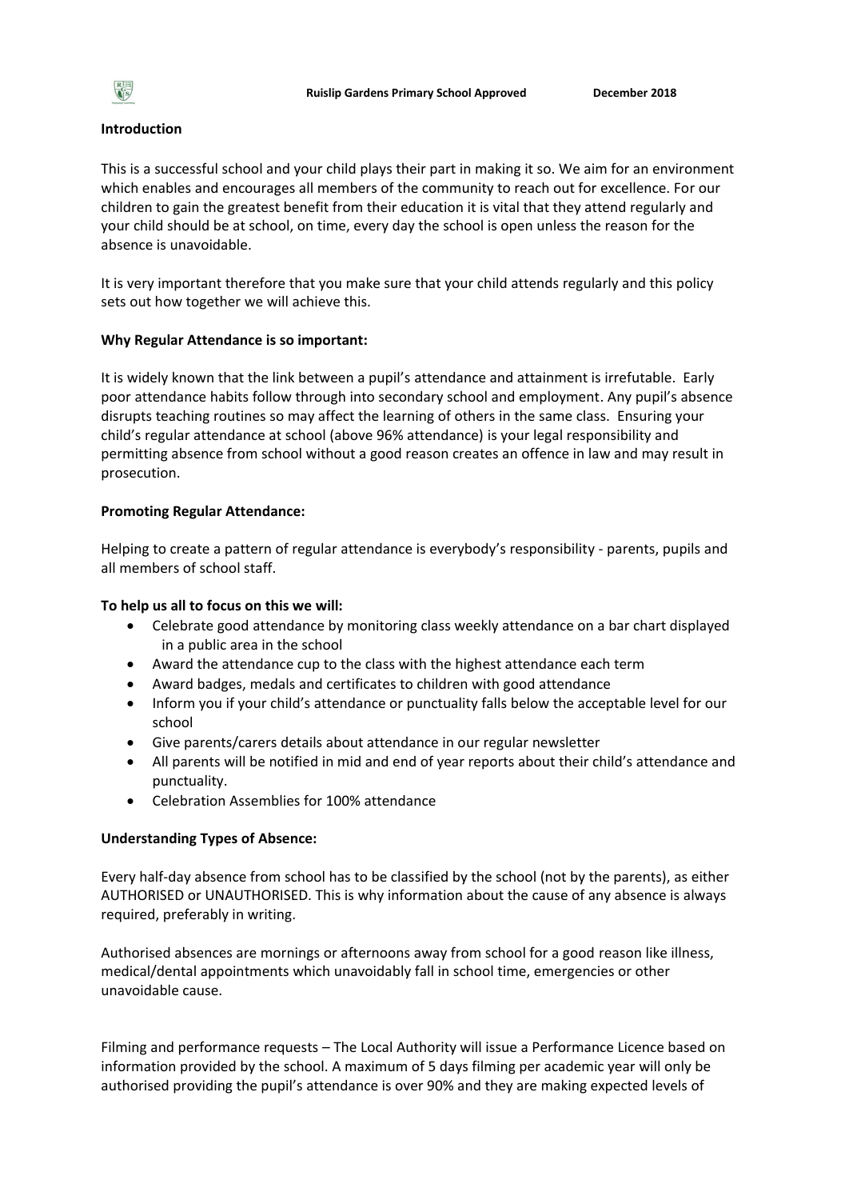## Introduction

This is a successful school and your child plays their part in making it so. We aim for an environment which enables and encourages all members of the community to reach out for excellence. For our children to gain the greatest benefit from their education it is vital that they attend regularly and your child should be at school, on time, every day the school is open unless the reason for the absence is unavoidable.

It is very important therefore that you make sure that your child attends regularly and this policy sets out how together we will achieve this.

## Why Regular Attendance is so important:

It is widely known that the link between a pupil's attendance and attainment is irrefutable. Early poor attendance habits follow through into secondary school and employment. Any pupil's absence disrupts teaching routines so may affect the learning of others in the same class. Ensuring your child's regular attendance at school (above 96% attendance) is your legal responsibility and permitting absence from school without a good reason creates an offence in law and may result in prosecution.

## Promoting Regular Attendance:

Helping to create a pattern of regular attendance is everybody's responsibility - parents, pupils and all members of school staff.

### To help us all to focus on this we will:

- Celebrate good attendance by monitoring class weekly attendance on a bar chart displayed in a public area in the school
- Award the attendance cup to the class with the highest attendance each term
- Award badges, medals and certificates to children with good attendance
- Inform you if your child's attendance or punctuality falls below the acceptable level for our school
- Give parents/carers details about attendance in our regular newsletter
- All parents will be notified in mid and end of year reports about their child's attendance and punctuality.
- Celebration Assemblies for 100% attendance

## Understanding Types of Absence:

Every half-day absence from school has to be classified by the school (not by the parents), as either AUTHORISED or UNAUTHORISED. This is why information about the cause of any absence is always required, preferably in writing.

Authorised absences are mornings or afternoons away from school for a good reason like illness, medical/dental appointments which unavoidably fall in school time, emergencies or other unavoidable cause.

Filming and performance requests – The Local Authority will issue a Performance Licence based on information provided by the school. A maximum of 5 days filming per academic year will only be authorised providing the pupil's attendance is over 90% and they are making expected levels of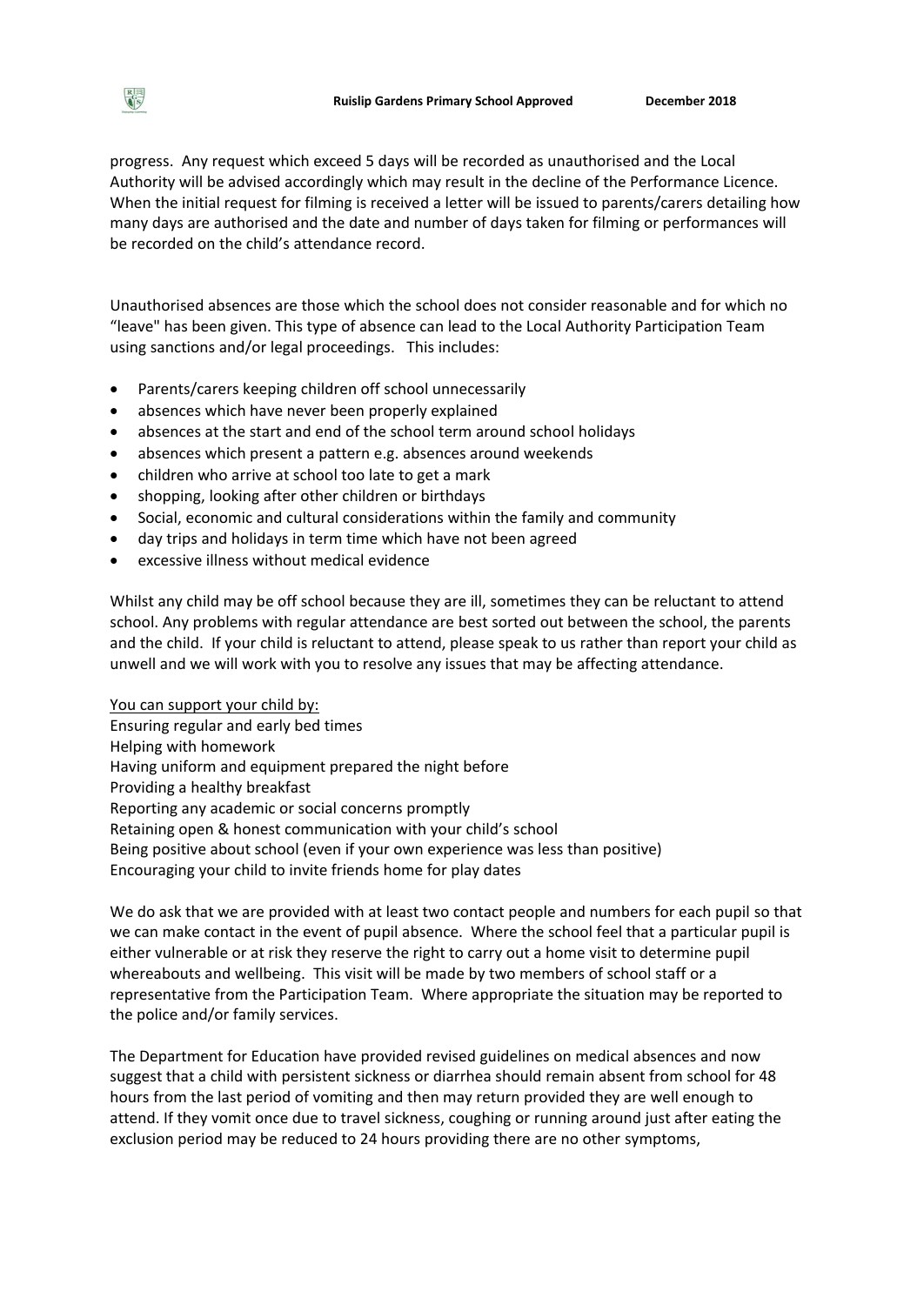progress. Any request which exceed 5 days will be recorded as unauthorised and the Local Authority will be advised accordingly which may result in the decline of the Performance Licence. When the initial request for filming is received a letter will be issued to parents/carers detailing how many days are authorised and the date and number of days taken for filming or performances will be recorded on the child's attendance record.

Unauthorised absences are those which the school does not consider reasonable and for which no "leave" has been given. This type of absence can lead to the Local Authority Participation Team using sanctions and/or legal proceedings. This includes:

- Parents/carers keeping children off school unnecessarily
- absences which have never been properly explained
- absences at the start and end of the school term around school holidays
- absences which present a pattern e.g. absences around weekends
- children who arrive at school too late to get a mark
- shopping, looking after other children or birthdays
- Social, economic and cultural considerations within the family and community
- day trips and holidays in term time which have not been agreed
- excessive illness without medical evidence

Whilst any child may be off school because they are ill, sometimes they can be reluctant to attend school. Any problems with regular attendance are best sorted out between the school, the parents and the child. If your child is reluctant to attend, please speak to us rather than report your child as unwell and we will work with you to resolve any issues that may be affecting attendance.

<u>You can support your child by:</u>
Ensuring regular and early bed times
Helping with homework
Having uniform and equipment prepared the night before
Providing a healthy breakfast
Reporting any academic or social concerns promptly
Retaining open & honest communication with your child's school
Being positive about school (even if your own experience was less than positive)
Encouraging your child to invite friends home for play dates

We do ask that we are provided with at least two contact people and numbers for each pupil so that we can make contact in the event of pupil absence. Where the school feel that a particular pupil is either vulnerable or at risk they reserve the right to carry out a home visit to determine pupil whereabouts and wellbeing. This visit will be made by two members of school staff or a representative from the Participation Team. Where appropriate the situation may be reported to the police and/or family services.

The Department for Education have provided revised guidelines on medical absences and now suggest that a child with persistent sickness or diarrhea should remain absent from school for 48 hours from the last period of vomiting and then may return provided they are well enough to attend. If they vomit once due to travel sickness, coughing or running around just after eating the exclusion period may be reduced to 24 hours providing there are no other symptoms,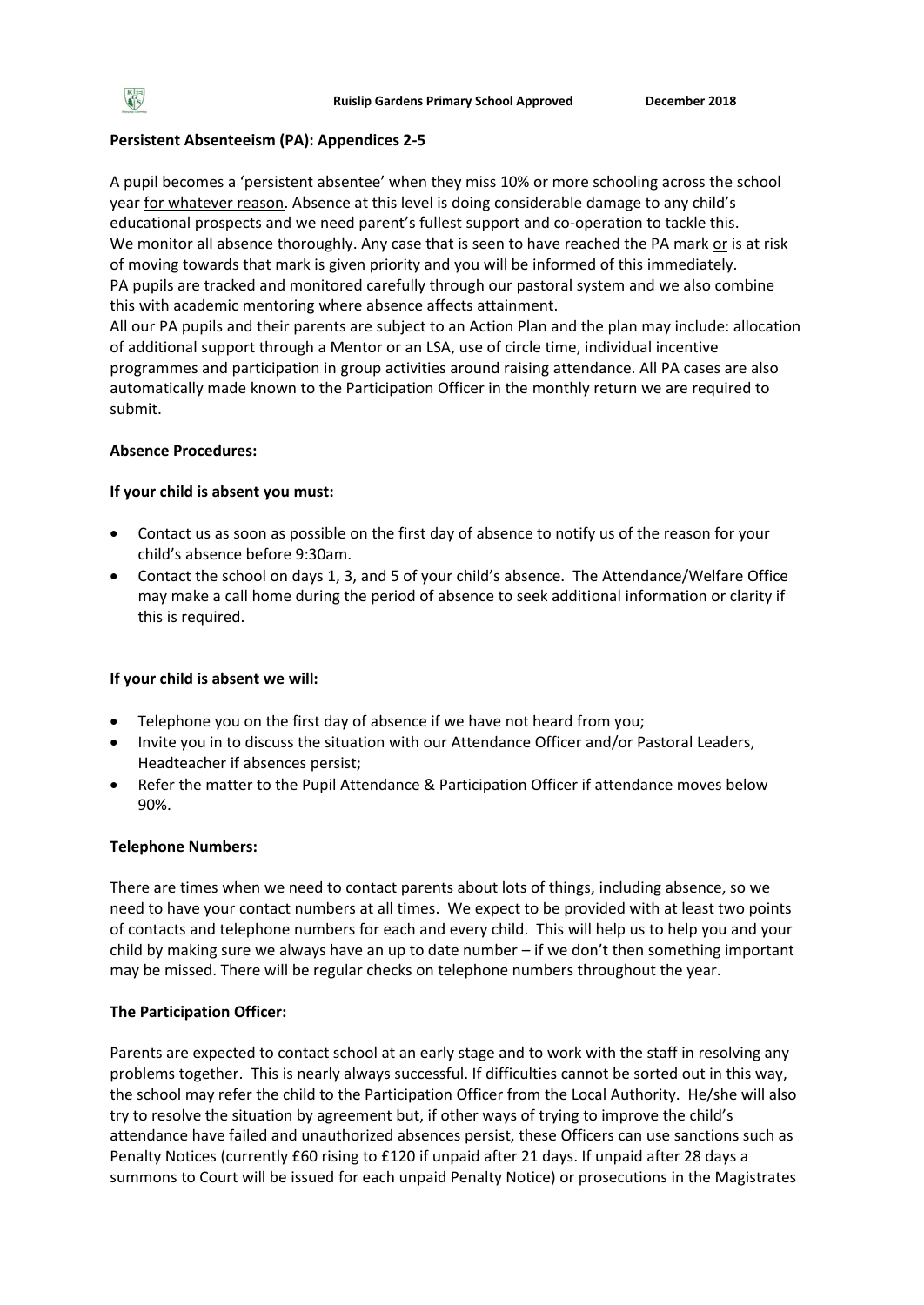**Persistent Absenteeism (PA): Appendices 2-5**

A pupil becomes a 'persistent absentee' when they miss 10% or more schooling across the school year <u>for whatever reason</u>. Absence at this level is doing considerable damage to any child's educational prospects and we need parent's fullest support and co-operation to tackle this.
We monitor all absence thoroughly. Any case that is seen to have reached the PA mark <u>or</u> is at risk of moving towards that mark is given priority and you will be informed of this immediately.
PA pupils are tracked and monitored carefully through our pastoral system and we also combine this with academic mentoring where absence affects attainment.
All our PA pupils and their parents are subject to an Action Plan and the plan may include: allocation of additional support through a Mentor or an LSA, use of circle time, individual incentive programmes and participation in group activities around raising attendance. All PA cases are also automatically made known to the Participation Officer in the monthly return we are required to submit.

**Absence Procedures:**

**If your child is absent you must:**

- Contact us as soon as possible on the first day of absence to notify us of the reason for your child's absence before 9:30am.
- Contact the school on days 1, 3, and 5 of your child's absence. The Attendance/Welfare Office may make a call home during the period of absence to seek additional information or clarity if this is required.

**If your child is absent we will:**

- Telephone you on the first day of absence if we have not heard from you;
- Invite you in to discuss the situation with our Attendance Officer and/or Pastoral Leaders, Headteacher if absences persist;
- Refer the matter to the Pupil Attendance & Participation Officer if attendance moves below 90%.

**Telephone Numbers:**

There are times when we need to contact parents about lots of things, including absence, so we need to have your contact numbers at all times. We expect to be provided with at least two points of contacts and telephone numbers for each and every child. This will help us to help you and your child by making sure we always have an up to date number – if we don't then something important may be missed. There will be regular checks on telephone numbers throughout the year.

**The Participation Officer:**

Parents are expected to contact school at an early stage and to work with the staff in resolving any problems together. This is nearly always successful. If difficulties cannot be sorted out in this way, the school may refer the child to the Participation Officer from the Local Authority. He/she will also try to resolve the situation by agreement but, if other ways of trying to improve the child's attendance have failed and unauthorized absences persist, these Officers can use sanctions such as Penalty Notices (currently £60 rising to £120 if unpaid after 21 days. If unpaid after 28 days a summons to Court will be issued for each unpaid Penalty Notice) or prosecutions in the Magistrates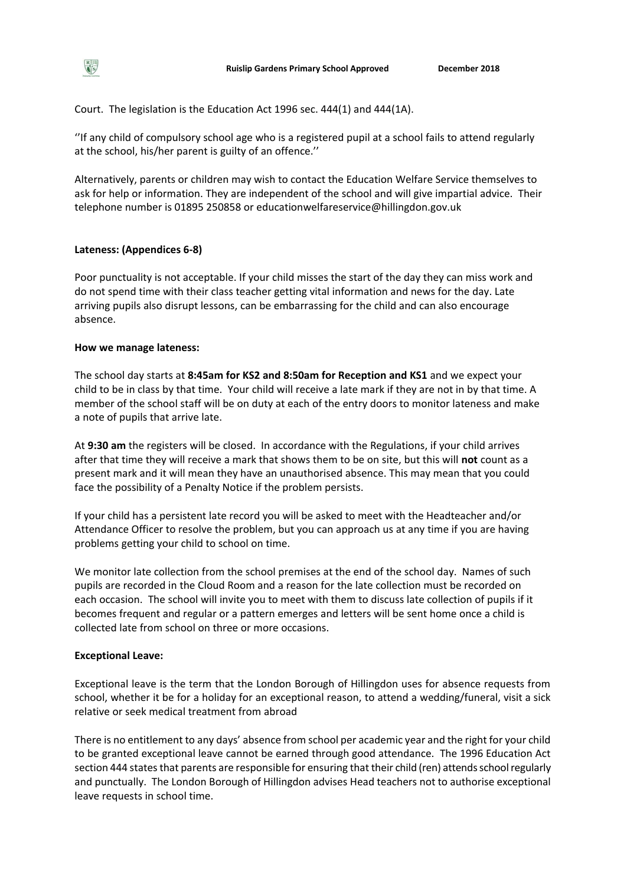Court. The legislation is the Education Act 1996 sec. 444(1) and 444(1A).

''If any child of compulsory school age who is a registered pupil at a school fails to attend regularly at the school, his/her parent is guilty of an offence.''

Alternatively, parents or children may wish to contact the Education Welfare Service themselves to ask for help or information. They are independent of the school and will give impartial advice. Their telephone number is 01895 250858 or educationwelfareservice@hillingdon.gov.uk

**Lateness: (Appendices 6-8)**

Poor punctuality is not acceptable. If your child misses the start of the day they can miss work and do not spend time with their class teacher getting vital information and news for the day. Late arriving pupils also disrupt lessons, can be embarrassing for the child and can also encourage absence.

**How we manage lateness:**

The school day starts at **8:45am for KS2 and 8:50am for Reception and KS1** and we expect your child to be in class by that time. Your child will receive a late mark if they are not in by that time. A member of the school staff will be on duty at each of the entry doors to monitor lateness and make a note of pupils that arrive late.

At **9:30 am** the registers will be closed. In accordance with the Regulations, if your child arrives after that time they will receive a mark that shows them to be on site, but this will **not** count as a present mark and it will mean they have an unauthorised absence. This may mean that you could face the possibility of a Penalty Notice if the problem persists.

If your child has a persistent late record you will be asked to meet with the Headteacher and/or Attendance Officer to resolve the problem, but you can approach us at any time if you are having problems getting your child to school on time.

We monitor late collection from the school premises at the end of the school day. Names of such pupils are recorded in the Cloud Room and a reason for the late collection must be recorded on each occasion. The school will invite you to meet with them to discuss late collection of pupils if it becomes frequent and regular or a pattern emerges and letters will be sent home once a child is collected late from school on three or more occasions.

**Exceptional Leave:**

Exceptional leave is the term that the London Borough of Hillingdon uses for absence requests from school, whether it be for a holiday for an exceptional reason, to attend a wedding/funeral, visit a sick relative or seek medical treatment from abroad

There is no entitlement to any days' absence from school per academic year and the right for your child to be granted exceptional leave cannot be earned through good attendance. The 1996 Education Act section 444 states that parents are responsible for ensuring that their child (ren) attends school regularly and punctually. The London Borough of Hillingdon advises Head teachers not to authorise exceptional leave requests in school time.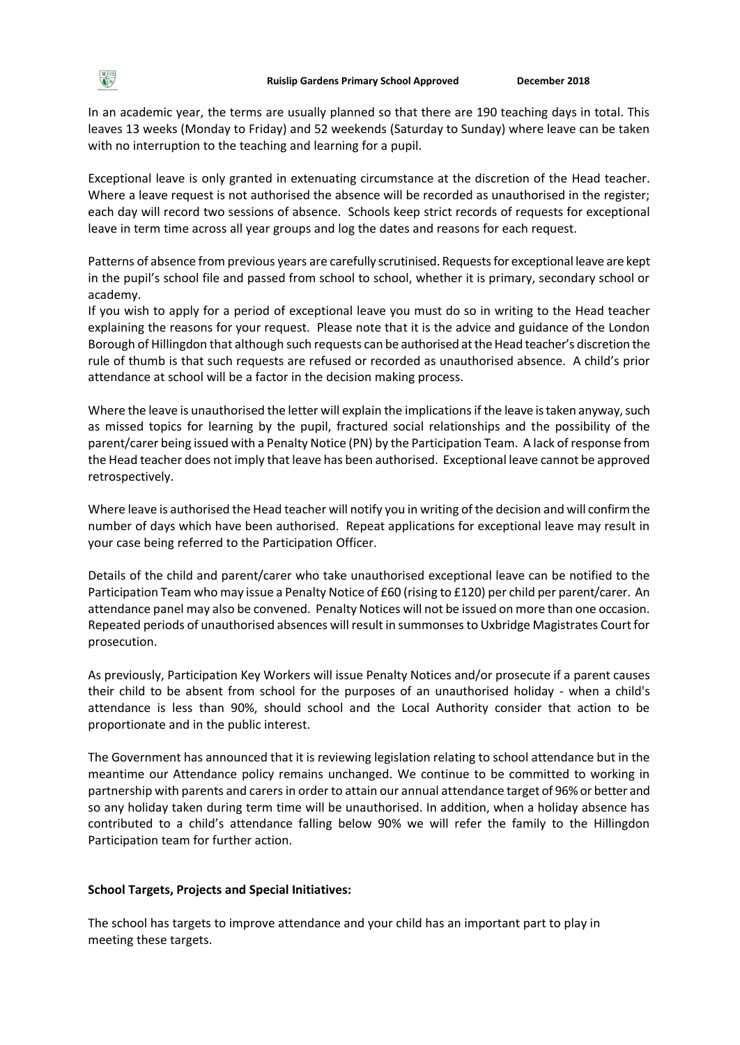In an academic year, the terms are usually planned so that there are 190 teaching days in total. This leaves 13 weeks (Monday to Friday) and 52 weekends (Saturday to Sunday) where leave can be taken with no interruption to the teaching and learning for a pupil.

Exceptional leave is only granted in extenuating circumstance at the discretion of the Head teacher. Where a leave request is not authorised the absence will be recorded as unauthorised in the register; each day will record two sessions of absence. Schools keep strict records of requests for exceptional leave in term time across all year groups and log the dates and reasons for each request.

Patterns of absence from previous years are carefully scrutinised. Requests for exceptional leave are kept in the pupil's school file and passed from school to school, whether it is primary, secondary school or academy.

If you wish to apply for a period of exceptional leave you must do so in writing to the Head teacher explaining the reasons for your request. Please note that it is the advice and guidance of the London Borough of Hillingdon that although such requests can be authorised at the Head teacher's discretion the rule of thumb is that such requests are refused or recorded as unauthorised absence. A child's prior attendance at school will be a factor in the decision making process.

Where the leave is unauthorised the letter will explain the implications if the leave is taken anyway, such as missed topics for learning by the pupil, fractured social relationships and the possibility of the parent/carer being issued with a Penalty Notice (PN) by the Participation Team. A lack of response from the Head teacher does not imply that leave has been authorised. Exceptional leave cannot be approved retrospectively.

Where leave is authorised the Head teacher will notify you in writing of the decision and will confirm the number of days which have been authorised. Repeat applications for exceptional leave may result in your case being referred to the Participation Officer.

Details of the child and parent/carer who take unauthorised exceptional leave can be notified to the Participation Team who may issue a Penalty Notice of £60 (rising to £120) per child per parent/carer. An attendance panel may also be convened. Penalty Notices will not be issued on more than one occasion. Repeated periods of unauthorised absences will result in summonses to Uxbridge Magistrates Court for prosecution.

As previously, Participation Key Workers will issue Penalty Notices and/or prosecute if a parent causes their child to be absent from school for the purposes of an unauthorised holiday - when a child's attendance is less than 90%, should school and the Local Authority consider that action to be proportionate and in the public interest.

The Government has announced that it is reviewing legislation relating to school attendance but in the meantime our Attendance policy remains unchanged. We continue to be committed to working in partnership with parents and carers in order to attain our annual attendance target of 96% or better and so any holiday taken during term time will be unauthorised. In addition, when a holiday absence has contributed to a child's attendance falling below 90% we will refer the family to the Hillingdon Participation team for further action.

**School Targets, Projects and Special Initiatives:**

The school has targets to improve attendance and your child has an important part to play in meeting these targets.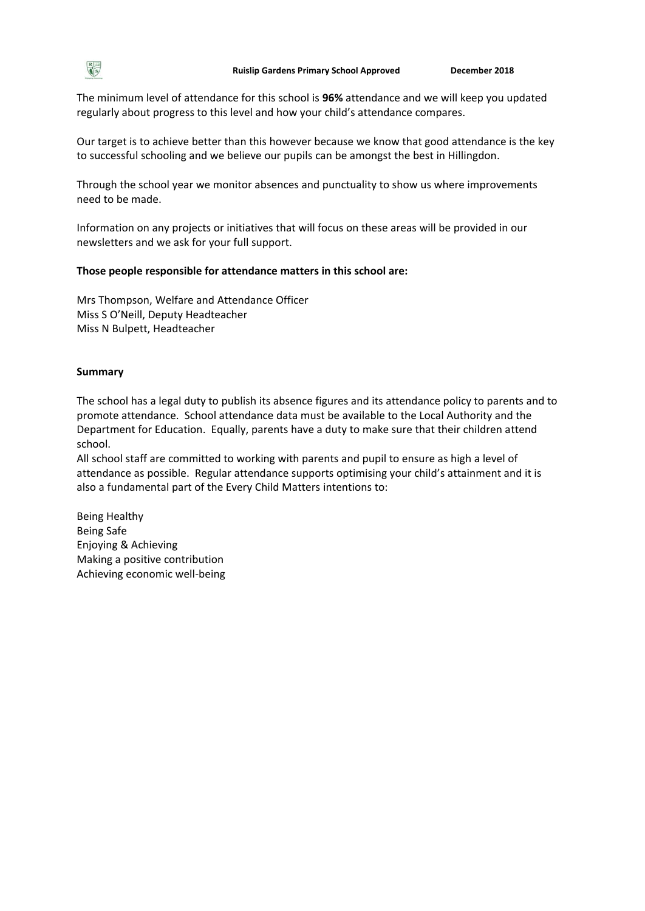The minimum level of attendance for this school is **96%** attendance and we will keep you updated regularly about progress to this level and how your child's attendance compares.

Our target is to achieve better than this however because we know that good attendance is the key to successful schooling and we believe our pupils can be amongst the best in Hillingdon.

Through the school year we monitor absences and punctuality to show us where improvements need to be made.

Information on any projects or initiatives that will focus on these areas will be provided in our newsletters and we ask for your full support.

**Those people responsible for attendance matters in this school are:**

Mrs Thompson, Welfare and Attendance Officer
Miss S O'Neill, Deputy Headteacher
Miss N Bulpett, Headteacher

**Summary**

The school has a legal duty to publish its absence figures and its attendance policy to parents and to promote attendance. School attendance data must be available to the Local Authority and the Department for Education. Equally, parents have a duty to make sure that their children attend school.
All school staff are committed to working with parents and pupil to ensure as high a level of attendance as possible. Regular attendance supports optimising your child's attainment and it is also a fundamental part of the Every Child Matters intentions to:

Being Healthy
Being Safe
Enjoying & Achieving
Making a positive contribution
Achieving economic well-being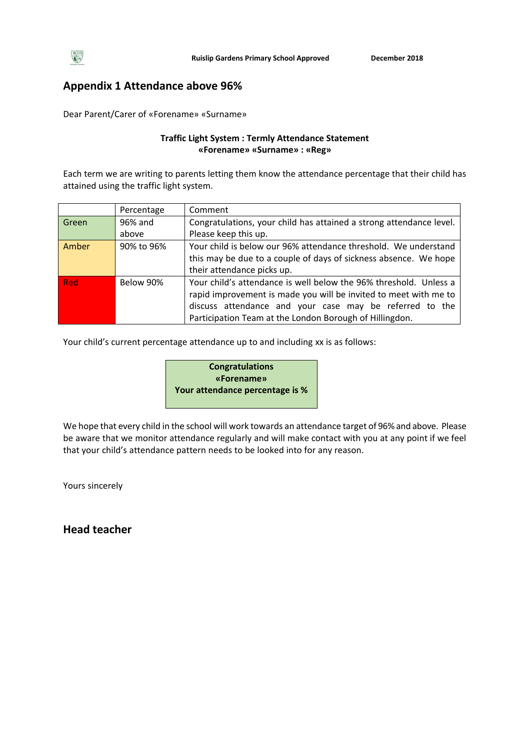## Appendix 1 Attendance above 96%

Dear Parent/Carer of «Forename» «Surname»

**Traffic Light System : Termly Attendance Statement**
**«Forename» «Surname» : «Reg»**

Each term we are writing to parents letting them know the attendance percentage that their child has attained using the traffic light system.

| | Percentage | Comment |
|---|---|---|
| Green | 96% and above | Congratulations, your child has attained a strong attendance level. Please keep this up. |
| Amber | 90% to 96% | Your child is below our 96% attendance threshold. We understand this may be due to a couple of days of sickness absence. We hope their attendance picks up. |
| Red | Below 90% | Your child's attendance is well below the 96% threshold. Unless a rapid improvement is made you will be invited to meet with me to discuss attendance and your case may be referred to the Participation Team at the London Borough of Hillingdon. |

Your child's current percentage attendance up to and including xx is as follows:

**Congratulations**
**«Forename»**
**Your attendance percentage is %**

We hope that every child in the school will work towards an attendance target of 96% and above. Please be aware that we monitor attendance regularly and will make contact with you at any point if we feel that your child's attendance pattern needs to be looked into for any reason.

Yours sincerely

## Head teacher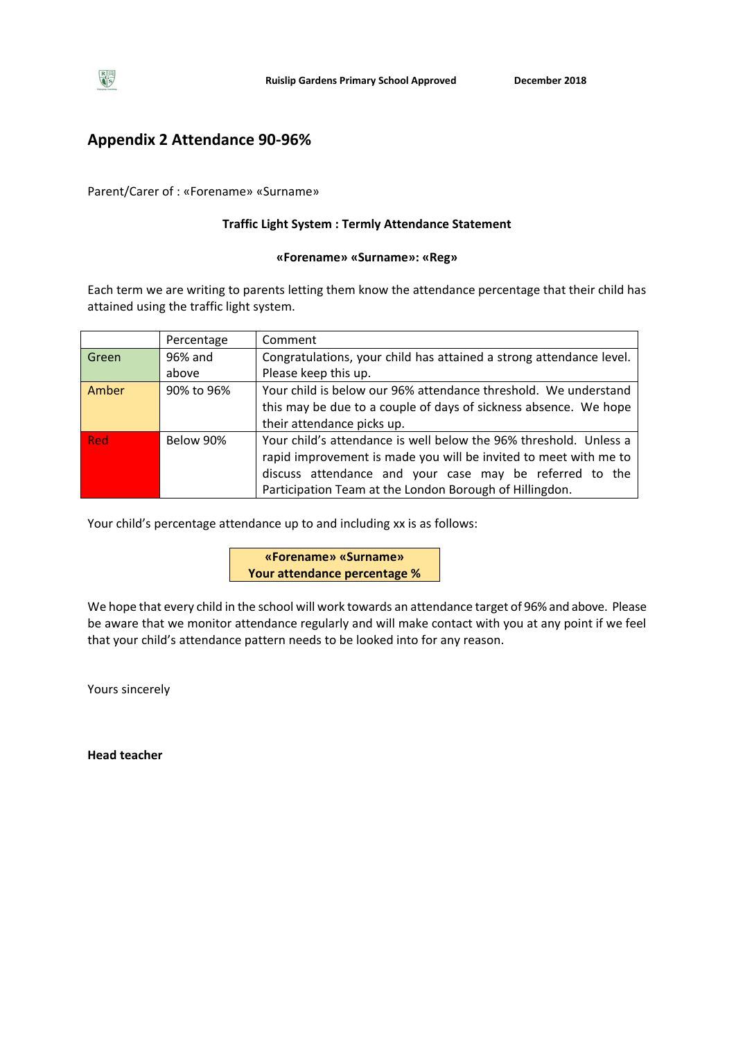## Appendix 2 Attendance 90-96%

Parent/Carer of : «Forename» «Surname»

**Traffic Light System : Termly Attendance Statement**

**«Forename» «Surname»: «Reg»**

Each term we are writing to parents letting them know the attendance percentage that their child has attained using the traffic light system.

| | Percentage | Comment |
|---|---|---|
| Green | 96% and above | Congratulations, your child has attained a strong attendance level. Please keep this up. |
| Amber | 90% to 96% | Your child is below our 96% attendance threshold. We understand this may be due to a couple of days of sickness absence. We hope their attendance picks up. |
| Red | Below 90% | Your child's attendance is well below the 96% threshold. Unless a rapid improvement is made you will be invited to meet with me to discuss attendance and your case may be referred to the Participation Team at the London Borough of Hillingdon. |

Your child's percentage attendance up to and including xx is as follows:

**«Forename» «Surname»**
**Your attendance percentage %**

We hope that every child in the school will work towards an attendance target of 96% and above. Please be aware that we monitor attendance regularly and will make contact with you at any point if we feel that your child's attendance pattern needs to be looked into for any reason.

Yours sincerely

**Head teacher**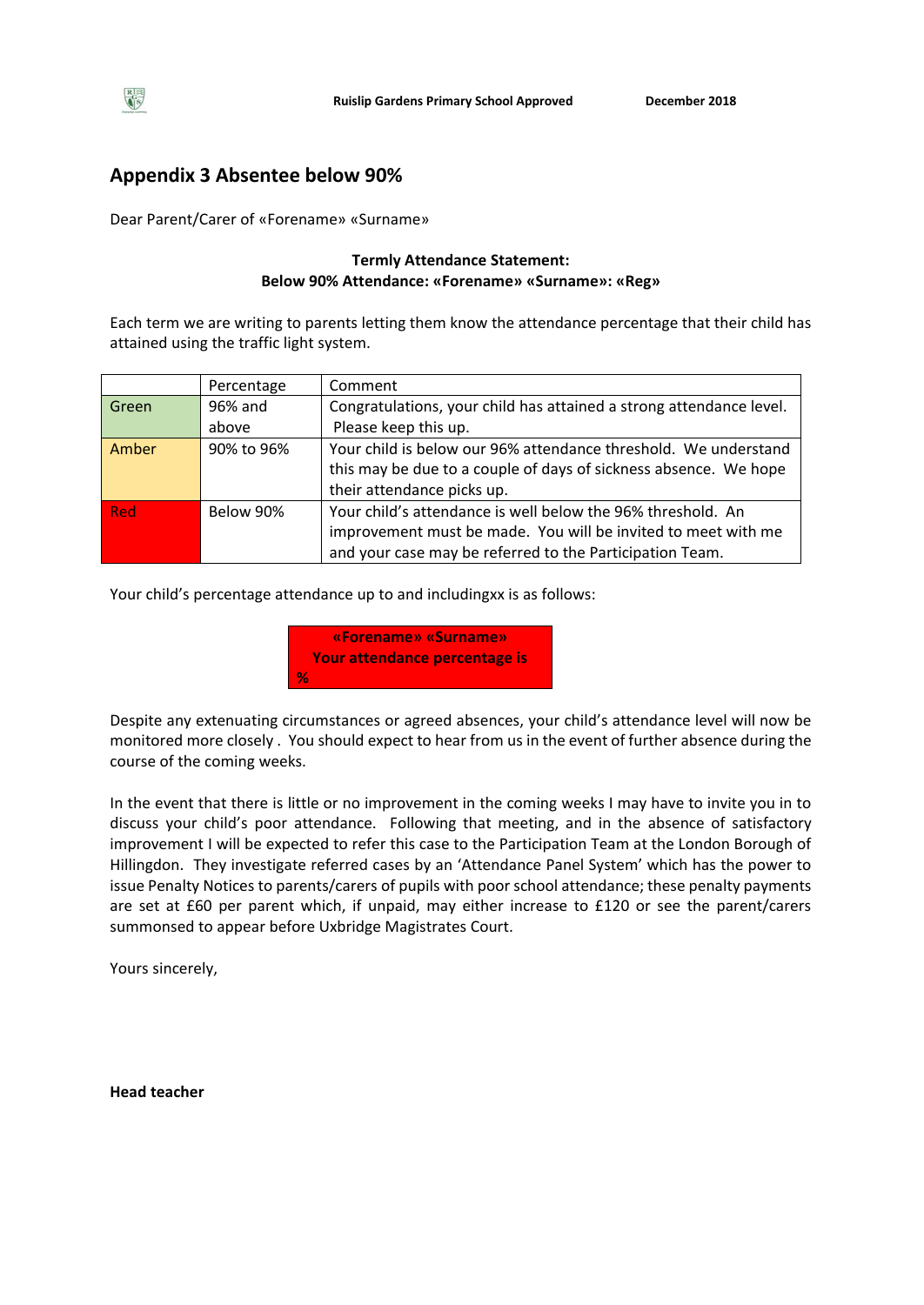## Appendix 3 Absentee below 90%

Dear Parent/Carer of «Forename» «Surname»

**Termly Attendance Statement:**
**Below 90% Attendance: «Forename» «Surname»: «Reg»**

Each term we are writing to parents letting them know the attendance percentage that their child has attained using the traffic light system.

| | Percentage | Comment |
|---|---|---|
| Green | 96% and above | Congratulations, your child has attained a strong attendance level. Please keep this up. |
| Amber | 90% to 96% | Your child is below our 96% attendance threshold. We understand this may be due to a couple of days of sickness absence. We hope their attendance picks up. |
| Red | Below 90% | Your child's attendance is well below the 96% threshold. An improvement must be made. You will be invited to meet with me and your case may be referred to the Participation Team. |

Your child's percentage attendance up to and includingxx is as follows:

**«Forename» «Surname»**
**Your attendance percentage is**
**%**

Despite any extenuating circumstances or agreed absences, your child's attendance level will now be monitored more closely . You should expect to hear from us in the event of further absence during the course of the coming weeks.

In the event that there is little or no improvement in the coming weeks I may have to invite you in to discuss your child's poor attendance. Following that meeting, and in the absence of satisfactory improvement I will be expected to refer this case to the Participation Team at the London Borough of Hillingdon. They investigate referred cases by an 'Attendance Panel System' which has the power to issue Penalty Notices to parents/carers of pupils with poor school attendance; these penalty payments are set at £60 per parent which, if unpaid, may either increase to £120 or see the parent/carers summonsed to appear before Uxbridge Magistrates Court.

Yours sincerely,

**Head teacher**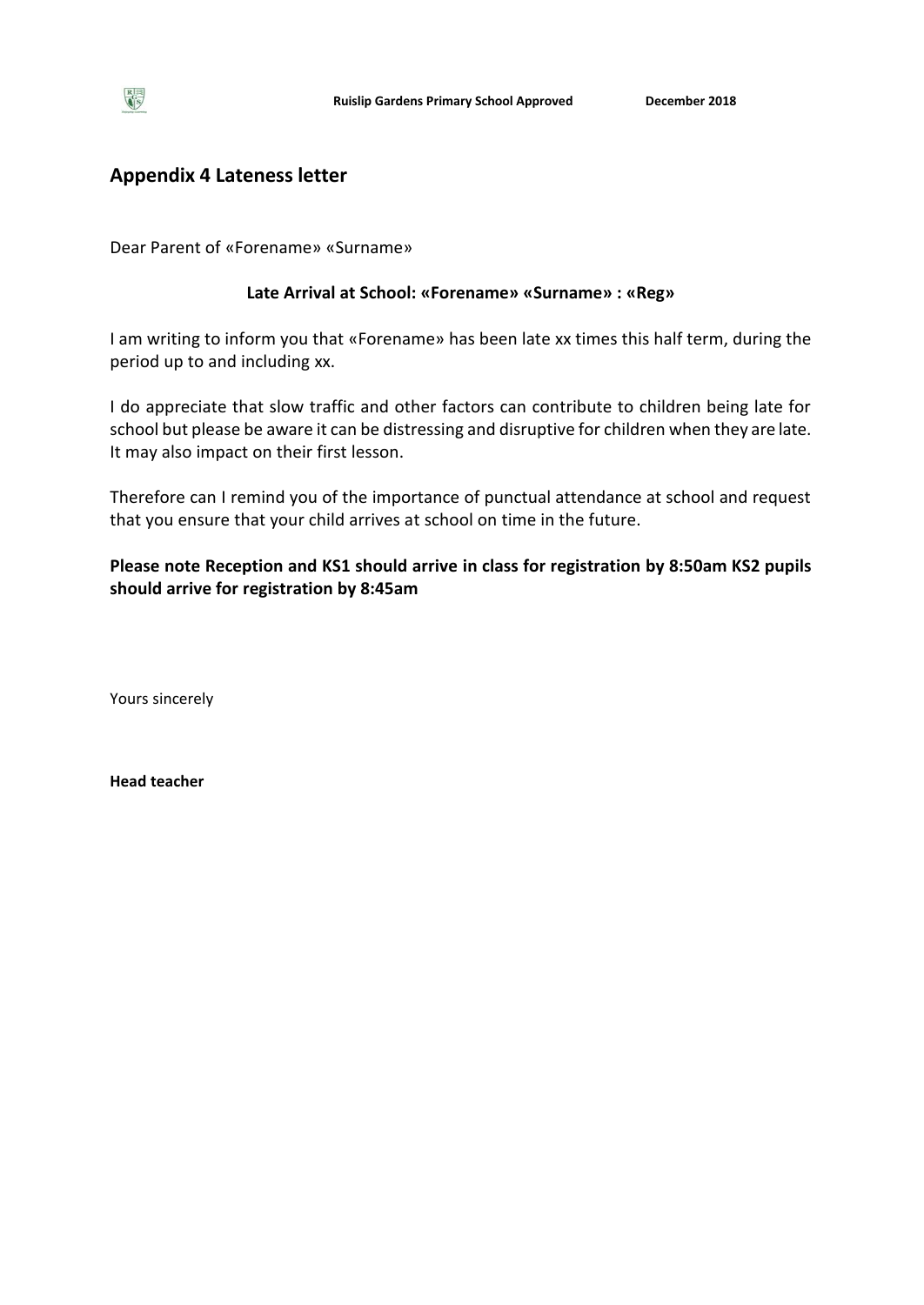## Appendix 4 Lateness letter

Dear Parent of «Forename» «Surname»

**Late Arrival at School: «Forename» «Surname» : «Reg»**

I am writing to inform you that «Forename» has been late xx times this half term, during the period up to and including xx.

I do appreciate that slow traffic and other factors can contribute to children being late for school but please be aware it can be distressing and disruptive for children when they are late. It may also impact on their first lesson.

Therefore can I remind you of the importance of punctual attendance at school and request that you ensure that your child arrives at school on time in the future.

**Please note Reception and KS1 should arrive in class for registration by 8:50am KS2 pupils should arrive for registration by 8:45am**

Yours sincerely

**Head teacher**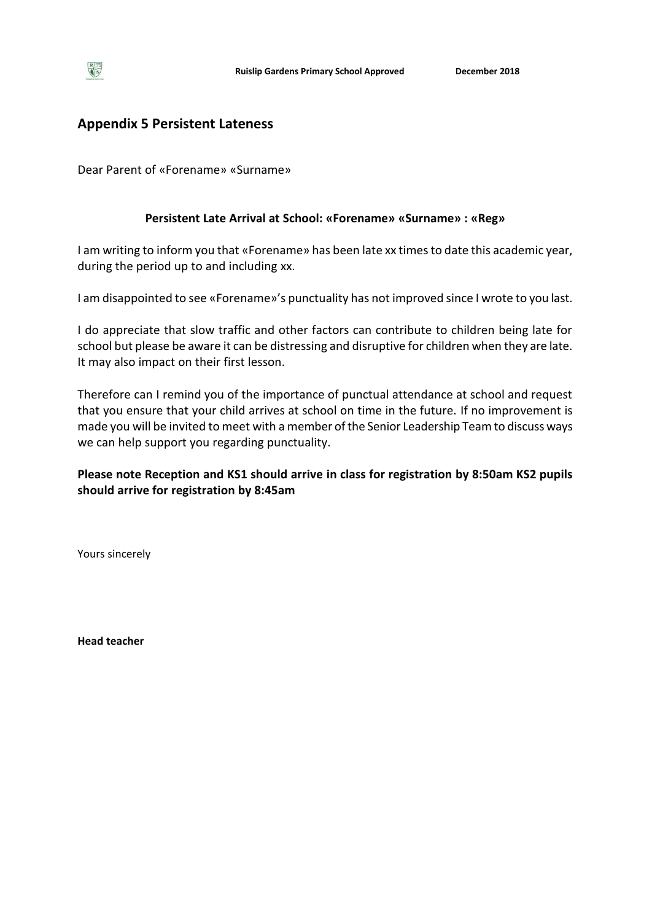## Appendix 5 Persistent Lateness

Dear Parent of «Forename» «Surname»

**Persistent Late Arrival at School: «Forename» «Surname» : «Reg»**

I am writing to inform you that «Forename» has been late xx times to date this academic year, during the period up to and including xx.

I am disappointed to see «Forename»'s punctuality has not improved since I wrote to you last.

I do appreciate that slow traffic and other factors can contribute to children being late for school but please be aware it can be distressing and disruptive for children when they are late. It may also impact on their first lesson.

Therefore can I remind you of the importance of punctual attendance at school and request that you ensure that your child arrives at school on time in the future. If no improvement is made you will be invited to meet with a member of the Senior Leadership Team to discuss ways we can help support you regarding punctuality.

**Please note Reception and KS1 should arrive in class for registration by 8:50am KS2 pupils should arrive for registration by 8:45am**

Yours sincerely

**Head teacher**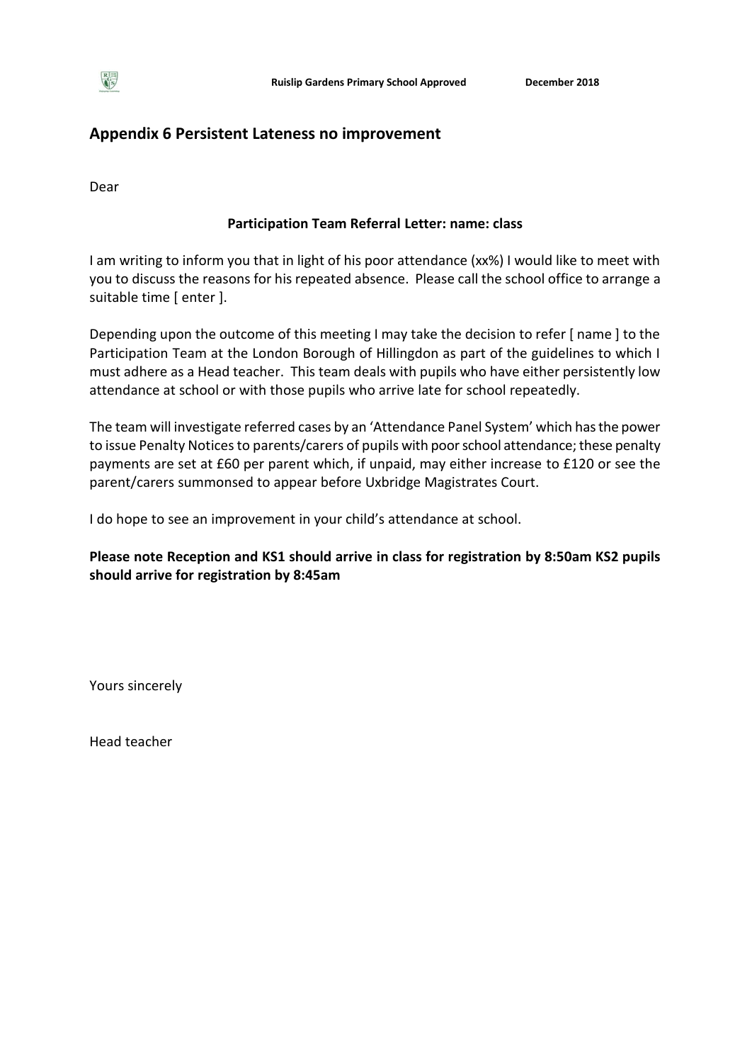## Appendix 6 Persistent Lateness no improvement

Dear

**Participation Team Referral Letter: name: class**

I am writing to inform you that in light of his poor attendance (xx%) I would like to meet with you to discuss the reasons for his repeated absence. Please call the school office to arrange a suitable time [ enter ].

Depending upon the outcome of this meeting I may take the decision to refer [ name ] to the Participation Team at the London Borough of Hillingdon as part of the guidelines to which I must adhere as a Head teacher. This team deals with pupils who have either persistently low attendance at school or with those pupils who arrive late for school repeatedly.

The team will investigate referred cases by an 'Attendance Panel System' which has the power to issue Penalty Notices to parents/carers of pupils with poor school attendance; these penalty payments are set at £60 per parent which, if unpaid, may either increase to £120 or see the parent/carers summonsed to appear before Uxbridge Magistrates Court.

I do hope to see an improvement in your child's attendance at school.

**Please note Reception and KS1 should arrive in class for registration by 8:50am KS2 pupils should arrive for registration by 8:45am**

Yours sincerely

Head teacher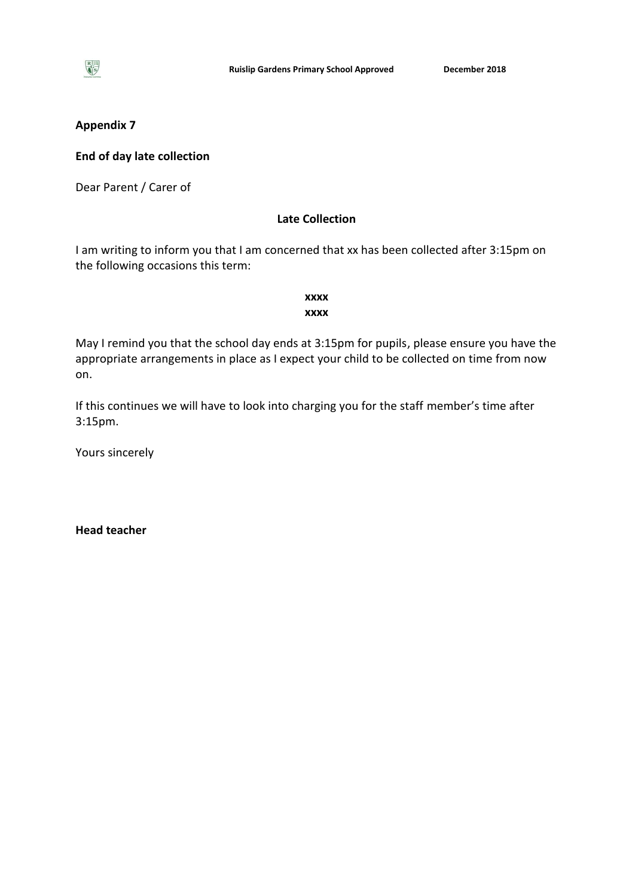**Appendix 7**

**End of day late collection**

Dear Parent / Carer of

**Late Collection**

I am writing to inform you that I am concerned that xx has been collected after 3:15pm on the following occasions this term:

**xxxx**
**xxxx**

May I remind you that the school day ends at 3:15pm for pupils, please ensure you have the appropriate arrangements in place as I expect your child to be collected on time from now on.

If this continues we will have to look into charging you for the staff member's time after 3:15pm.

Yours sincerely

**Head teacher**